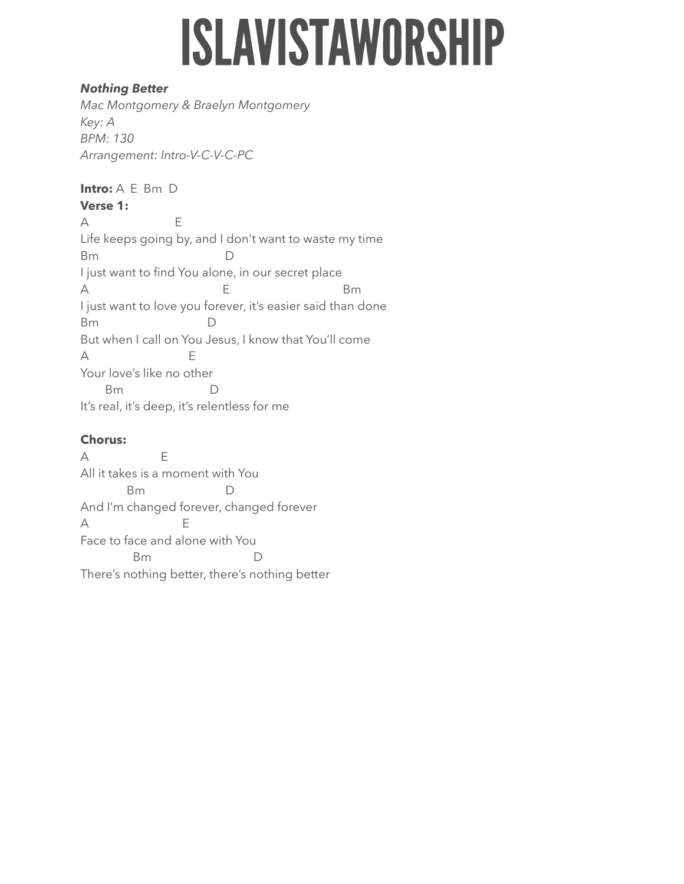# ISLAVISTAWORSHIP

***Nothing Better***
*Mac Montgomery & Braelyn Montgomery*
*Key: A*
*BPM: 130*
*Arrangement: Intro-V-C-V-C-PC*

**Intro:** A E Bm D

**Verse 1:**

```
A                         E
Life keeps going by, and I don't want to waste my time
Bm                                  D
I just want to find You alone, in our secret place
A                                    E                              Bm
I just want to love you forever, it's easier said than done
Bm                              D
But when I call on You Jesus, I know that You'll come
A                           E
Your love's like no other
      Bm                        D
It's real, it's deep, it's relentless for me
```

**Chorus:**

```
A                    E
All it takes is a moment with You
            Bm                      D
And I'm changed forever, changed forever
A                          E
Face to face and alone with You
              Bm                            D
There's nothing better, there's nothing better
```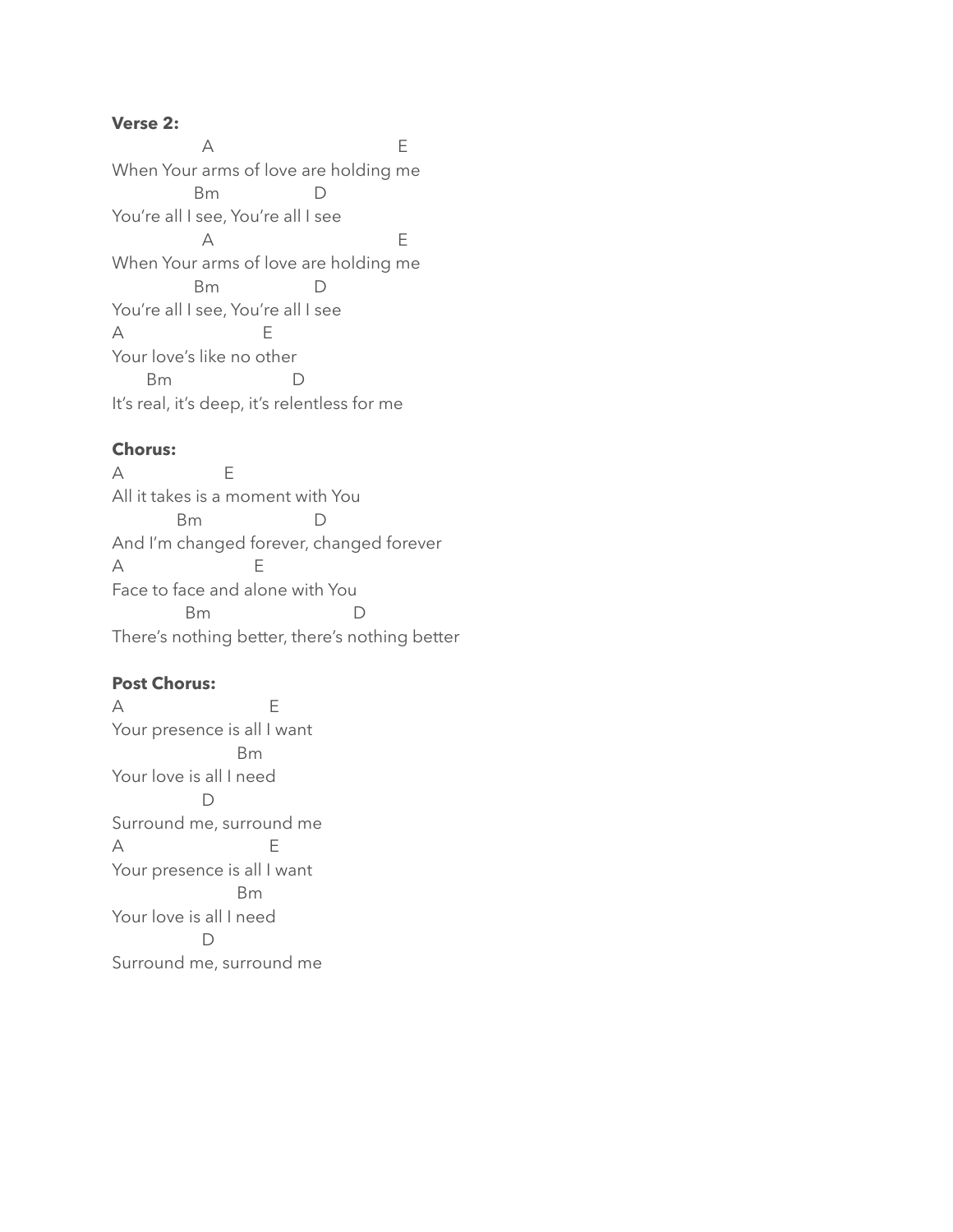**Verse 2:**

```
              A                              E
When Your arms of love are holding me
             Bm                  D
You're all I see, You're all I see
              A                              E
When Your arms of love are holding me
             Bm                  D
You're all I see, You're all I see
A                         E
Your love's like no other
       Bm                         D
It's real, it's deep, it's relentless for me
```

**Chorus:**

```
A                  E
All it takes is a moment with You
          Bm                      D
And I'm changed forever, changed forever
A                         E
Face to face and alone with You
            Bm                          D
There's nothing better, there's nothing better
```

**Post Chorus:**

```
A                          E
Your presence is all I want
                     Bm
Your love is all I need
              D
Surround me, surround me
A                          E
Your presence is all I want
                     Bm
Your love is all I need
              D
Surround me, surround me
```